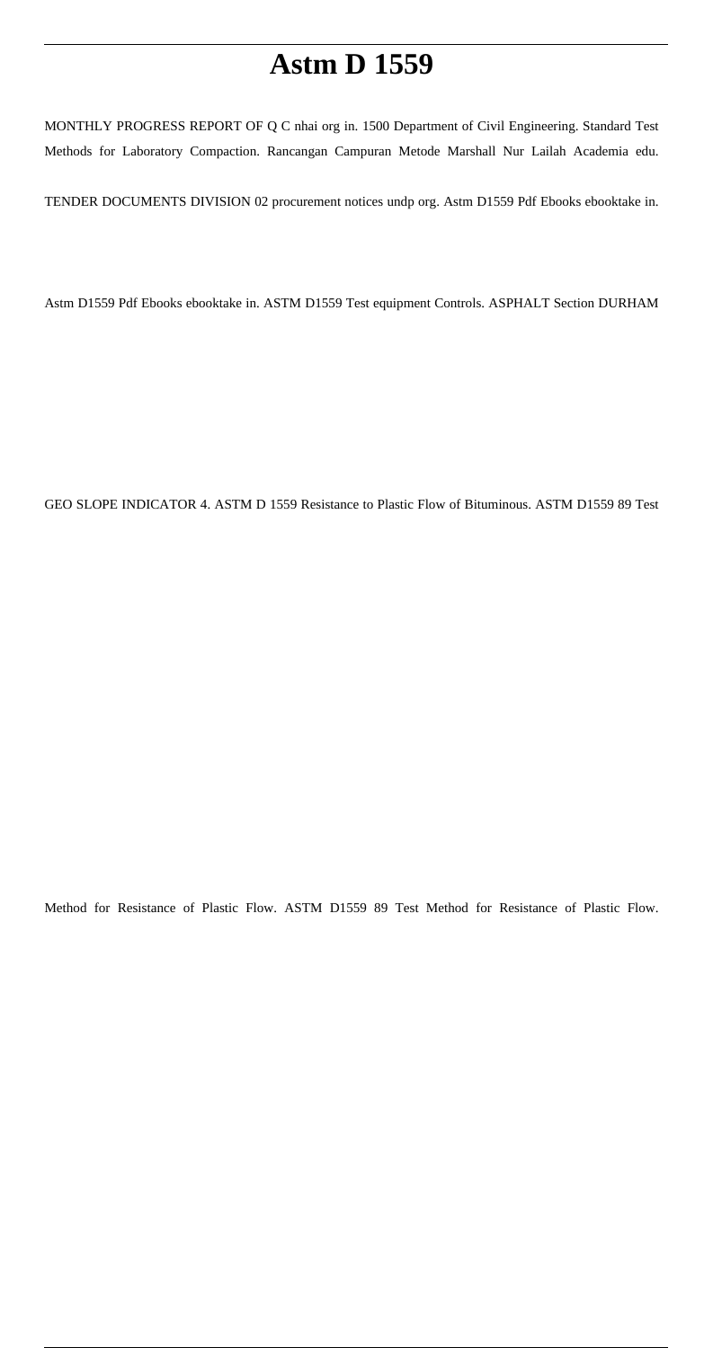# Astm D 1559

MONTHLY PROGRESS REPORT OF Q C nhai org in. 1500 Department of Civil Engineering. Standard Test Methods for Laboratory Compaction. Rancangan Campuran Metode Marshall Nur Lailah Academia edu.

TENDER DOCUMENTS DIVISION 02 procurement notices undp org. Astm D1559 Pdf Ebooks ebooktake in.

Astm D1559 Pdf Ebooks ebooktake in. ASTM D1559 Test equipment Controls. ASPHALT Section DURHAM

GEO SLOPE INDICATOR 4. ASTM D 1559 Resistance to Plastic Flow of Bituminous. ASTM D1559 89 Test

Method for Resistance of Plastic Flow. ASTM D1559 89 Test Method for Resistance of Plastic Flow.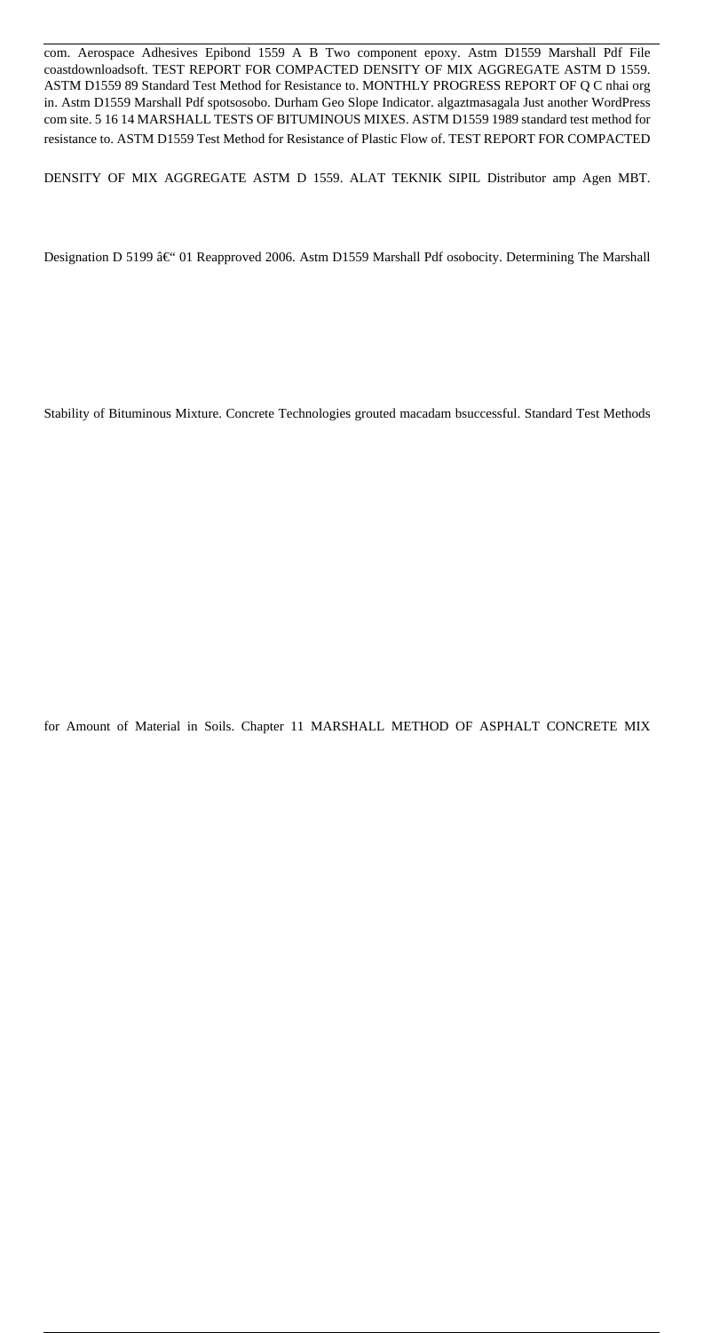com. Aerospace Adhesives Epibond 1559 A B Two component epoxy. Astm D1559 Marshall Pdf File coastdownloadsoft. TEST REPORT FOR COMPACTED DENSITY OF MIX AGGREGATE ASTM D 1559. ASTM D1559 89 Standard Test Method for Resistance to. MONTHLY PROGRESS REPORT OF Q C nhai org in. Astm D1559 Marshall Pdf spotsosobo. Durham Geo Slope Indicator. algaztmasagala Just another WordPress com site. 5 16 14 MARSHALL TESTS OF BITUMINOUS MIXES. ASTM D1559 1989 standard test method for resistance to. ASTM D1559 Test Method for Resistance of Plastic Flow of. TEST REPORT FOR COMPACTED DENSITY OF MIX AGGREGATE ASTM D 1559. ALAT TEKNIK SIPIL Distributor amp Agen MBT. Designation D 5199 â€" 01 Reapproved 2006. Astm D1559 Marshall Pdf osobocity. Determining The Marshall Stability of Bituminous Mixture. Concrete Technologies grouted macadam bsuccessful. Standard Test Methods for Amount of Material in Soils. Chapter 11 MARSHALL METHOD OF ASPHALT CONCRETE MIX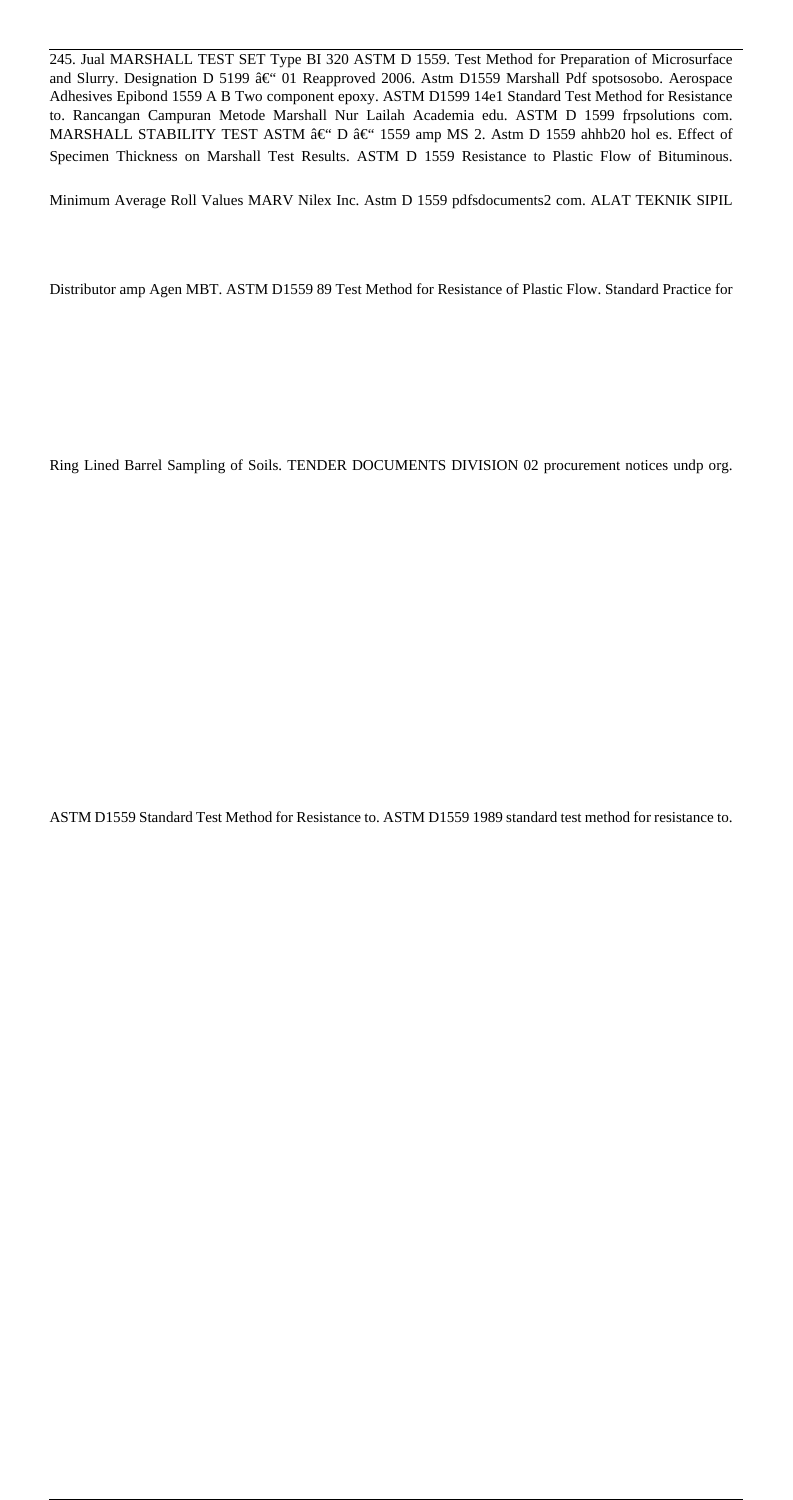245. Jual MARSHALL TEST SET Type BI 320 ASTM D 1559. Test Method for Preparation of Microsurface and Slurry. Designation D 5199 â€" 01 Reapproved 2006. Astm D1559 Marshall Pdf spotsosobo. Aerospace Adhesives Epibond 1559 A B Two component epoxy. ASTM D1599 14e1 Standard Test Method for Resistance to. Rancangan Campuran Metode Marshall Nur Lailah Academia edu. ASTM D 1599 frpsolutions com. MARSHALL STABILITY TEST ASTM â€" D â€" 1559 amp MS 2. Astm D 1559 ahhb20 hol es. Effect of Specimen Thickness on Marshall Test Results. ASTM D 1559 Resistance to Plastic Flow of Bituminous.

Minimum Average Roll Values MARV Nilex Inc. Astm D 1559 pdfsdocuments2 com. ALAT TEKNIK SIPIL

Distributor amp Agen MBT. ASTM D1559 89 Test Method for Resistance of Plastic Flow. Standard Practice for

Ring Lined Barrel Sampling of Soils. TENDER DOCUMENTS DIVISION 02 procurement notices undp org.

ASTM D1559 Standard Test Method for Resistance to. ASTM D1559 1989 standard test method for resistance to.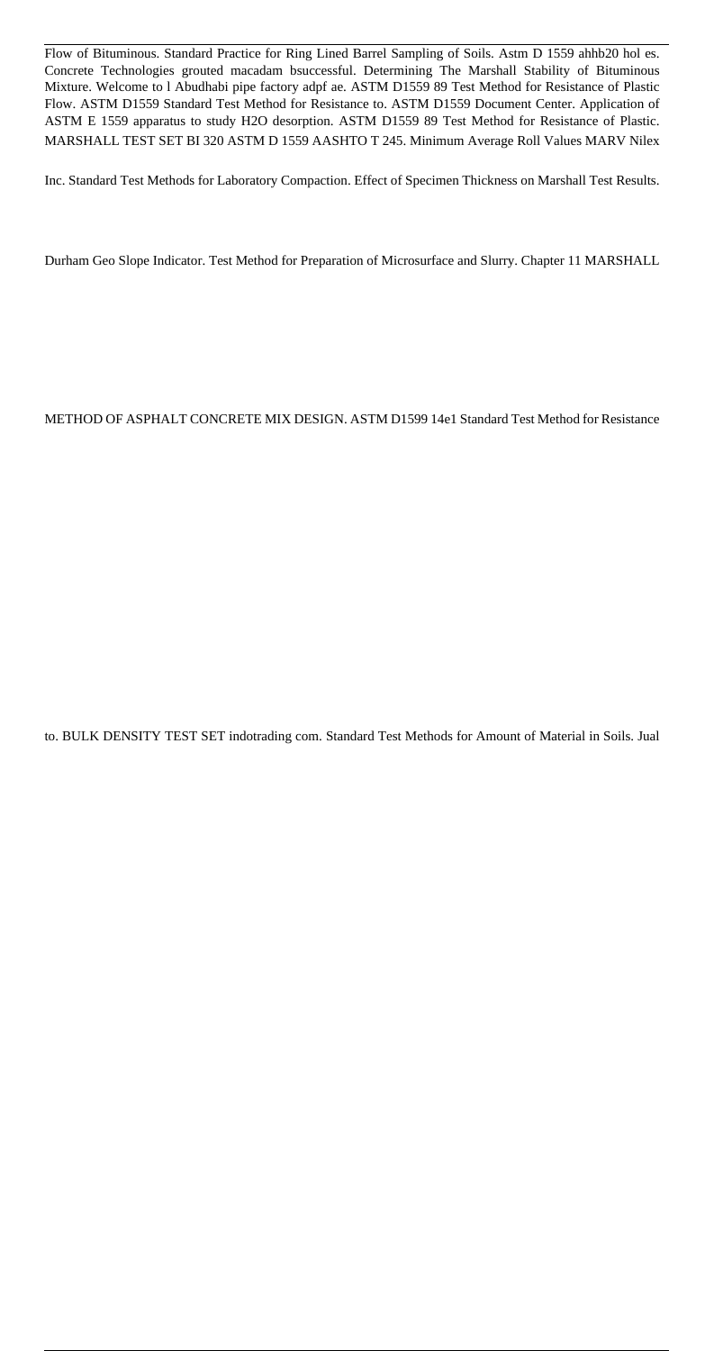Flow of Bituminous. Standard Practice for Ring Lined Barrel Sampling of Soils. Astm D 1559 ahhb20 hol es. Concrete Technologies grouted macadam bsuccessful. Determining The Marshall Stability of Bituminous Mixture. Welcome to l Abudhabi pipe factory adpf ae. ASTM D1559 89 Test Method for Resistance of Plastic Flow. ASTM D1559 Standard Test Method for Resistance to. ASTM D1559 Document Center. Application of ASTM E 1559 apparatus to study H2O desorption. ASTM D1559 89 Test Method for Resistance of Plastic. MARSHALL TEST SET BI 320 ASTM D 1559 AASHTO T 245. Minimum Average Roll Values MARV Nilex Inc. Standard Test Methods for Laboratory Compaction. Effect of Specimen Thickness on Marshall Test Results. Durham Geo Slope Indicator. Test Method for Preparation of Microsurface and Slurry. Chapter 11 MARSHALL METHOD OF ASPHALT CONCRETE MIX DESIGN. ASTM D1599 14e1 Standard Test Method for Resistance to. BULK DENSITY TEST SET indotrading com. Standard Test Methods for Amount of Material in Soils. Jual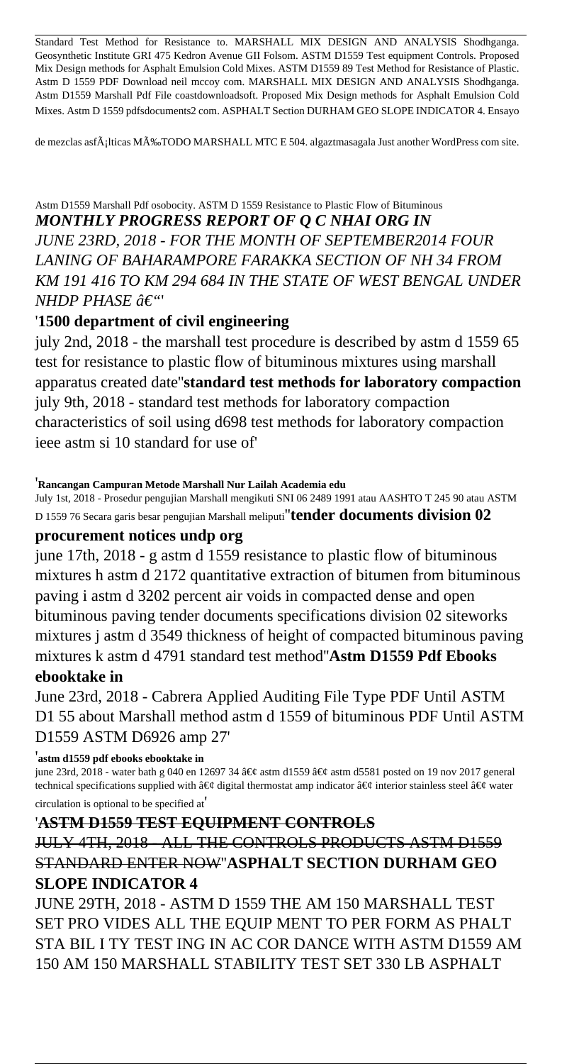Standard Test Method for Resistance to. MARSHALL MIX DESIGN AND ANALYSIS Shodhganga. Geosynthetic Institute GRI 475 Kedron Avenue GII Folsom. ASTM D1559 Test equipment Controls. Proposed Mix Design methods for Asphalt Emulsion Cold Mixes. ASTM D1559 89 Test Method for Resistance of Plastic. Astm D 1559 PDF Download neil mccoy com. MARSHALL MIX DESIGN AND ANALYSIS Shodhganga. Astm D1559 Marshall Pdf File coastdownloadsoft. Proposed Mix Design methods for Asphalt Emulsion Cold Mixes. Astm D 1559 pdfsdocuments2 com. ASPHALT Section DURHAM GEO SLOPE INDICATOR 4. Ensayo de mezclas asfÃ¡lticas MÃ‰TODO MARSHALL MTC E 504. algaztmasagala Just another WordPress com site.

Astm D1559 Marshall Pdf osobocity. ASTM D 1559 Resistance to Plastic Flow of Bituminous

***MONTHLY PROGRESS REPORT OF Q C NHAI ORG IN***

***JUNE 23RD, 2018 - FOR THE MONTH OF SEPTEMBER2014 FOUR LANING OF BAHARAMPORE FARAKKA SECTION OF NH 34 FROM KM 191 416 TO KM 294 684 IN THE STATE OF WEST BENGAL UNDER NHDP PHASE â€“'***

'**1500 department of civil engineering**

july 2nd, 2018 - the marshall test procedure is described by astm d 1559 65 test for resistance to plastic flow of bituminous mixtures using marshall apparatus created date''**standard test methods for laboratory compaction** july 9th, 2018 - standard test methods for laboratory compaction characteristics of soil using d698 test methods for laboratory compaction ieee astm si 10 standard for use of'

'**Rancangan Campuran Metode Marshall Nur Lailah Academia edu**

July 1st, 2018 - Prosedur pengujian Marshall mengikuti SNI 06 2489 1991 atau AASHTO T 245 90 atau ASTM D 1559 76 Secara garis besar pengujian Marshall meliputi''**tender documents division 02 procurement notices undp org**

june 17th, 2018 - g astm d 1559 resistance to plastic flow of bituminous mixtures h astm d 2172 quantitative extraction of bitumen from bituminous paving i astm d 3202 percent air voids in compacted dense and open bituminous paving tender documents specifications division 02 siteworks mixtures j astm d 3549 thickness of height of compacted bituminous paving mixtures k astm d 4791 standard test method''**Astm D1559 Pdf Ebooks ebooktake in**

June 23rd, 2018 - Cabrera Applied Auditing File Type PDF Until ASTM D1 55 about Marshall method astm d 1559 of bituminous PDF Until ASTM D1559 ASTM D6926 amp 27'

'**astm d1559 pdf ebooks ebooktake in**

june 23rd, 2018 - water bath g 040 en 12697 34 â€¢ astm d1559 â€¢ astm d5581 posted on 19 nov 2017 general technical specifications supplied with â€¢ digital thermostat amp indicator â€¢ interior stainless steel â€¢ water circulation is optional to be specified at'

'**ASTM D1559 TEST EQUIPMENT CONTROLS**

JULY 4TH, 2018 - ALL THE CONTROLS PRODUCTS ASTM D1559 STANDARD ENTER NOW''**ASPHALT SECTION DURHAM GEO SLOPE INDICATOR 4**

JUNE 29TH, 2018 - ASTM D 1559 THE AM 150 MARSHALL TEST SET PRO VIDES ALL THE EQUIP MENT TO PER FORM AS PHALT STA BIL I TY TEST ING IN AC COR DANCE WITH ASTM D1559 AM 150 AM 150 MARSHALL STABILITY TEST SET 330 LB ASPHALT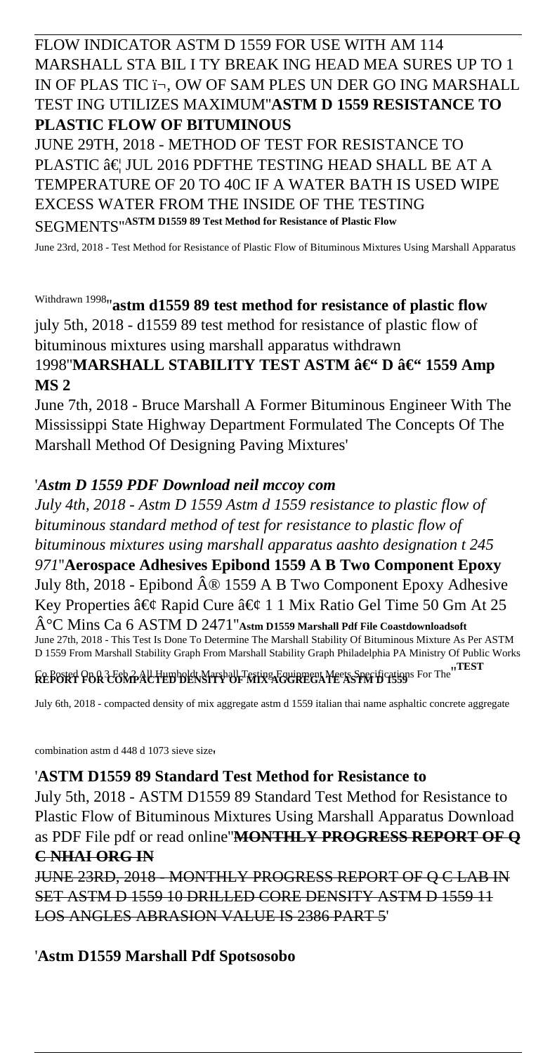FLOW INDICATOR ASTM D 1559 FOR USE WITH AM 114 MARSHALL STA BIL I TY BREAK ING HEAD MEA SURES UP TO 1 IN OF PLAS TIC ï¬, OW OF SAM PLES UN DER GO ING MARSHALL TEST ING UTILIZES MAXIMUM''**ASTM D 1559 RESISTANCE TO PLASTIC FLOW OF BITUMINOUS**

JUNE 29TH, 2018 - METHOD OF TEST FOR RESISTANCE TO PLASTIC â€¦ JUL 2016 PDFTHE TESTING HEAD SHALL BE AT A TEMPERATURE OF 20 TO 40C IF A WATER BATH IS USED WIPE EXCESS WATER FROM THE INSIDE OF THE TESTING SEGMENTS''**ASTM D1559 89 Test Method for Resistance of Plastic Flow**

June 23rd, 2018 - Test Method for Resistance of Plastic Flow of Bituminous Mixtures Using Marshall Apparatus Withdrawn 1998''**astm d1559 89 test method for resistance of plastic flow**

july 5th, 2018 - d1559 89 test method for resistance of plastic flow of bituminous mixtures using marshall apparatus withdrawn 1998''**MARSHALL STABILITY TEST ASTM â€“ D â€“ 1559 Amp MS 2**

June 7th, 2018 - Bruce Marshall A Former Bituminous Engineer With The Mississippi State Highway Department Formulated The Concepts Of The Marshall Method Of Designing Paving Mixtures'

'*Astm D 1559 PDF Download neil mccoy com*

*July 4th, 2018 - Astm D 1559 Astm d 1559 resistance to plastic flow of bituminous standard method of test for resistance to plastic flow of bituminous mixtures using marshall apparatus aashto designation t 245 971*''**Aerospace Adhesives Epibond 1559 A B Two Component Epoxy**

July 8th, 2018 - Epibond Â® 1559 A B Two Component Epoxy Adhesive Key Properties â€¢ Rapid Cure â€¢ 1 1 Mix Ratio Gel Time 50 Gm At 25 Â°C Mins Ca 6 ASTM D 2471''**Astm D1559 Marshall Pdf File Coastdownloadsoft**

June 27th, 2018 - This Test Is Done To Determine The Marshall Stability Of Bituminous Mixture As Per ASTM D 1559 From Marshall Stability Graph From Marshall Stability Graph Philadelphia PA Ministry Of Public Works Co Posted On 0 3 Feb 2 All Humboldt Marshall Testing Equipment Meets Specifications For The''**TEST REPORT FOR COMPACTED DENSITY OF MIX AGGREGATE ASTM D 1559**

July 6th, 2018 - compacted density of mix aggregate astm d 1559 italian thai name asphaltic concrete aggregate combination astm d 448 d 1073 sieve size'

'**ASTM D1559 89 Standard Test Method for Resistance to**

July 5th, 2018 - ASTM D1559 89 Standard Test Method for Resistance to Plastic Flow of Bituminous Mixtures Using Marshall Apparatus Download as PDF File pdf or read online''~~**MONTHLY PROGRESS REPORT OF Q C NHAI ORG IN**~~

~~JUNE 23RD, 2018 - MONTHLY PROGRESS REPORT OF Q C LAB IN SET ASTM D 1559 10 DRILLED CORE DENSITY ASTM D 1559 11 LOS ANGLES ABRASION VALUE IS 2386 PART 5~~'

'**Astm D1559 Marshall Pdf Spotsosobo**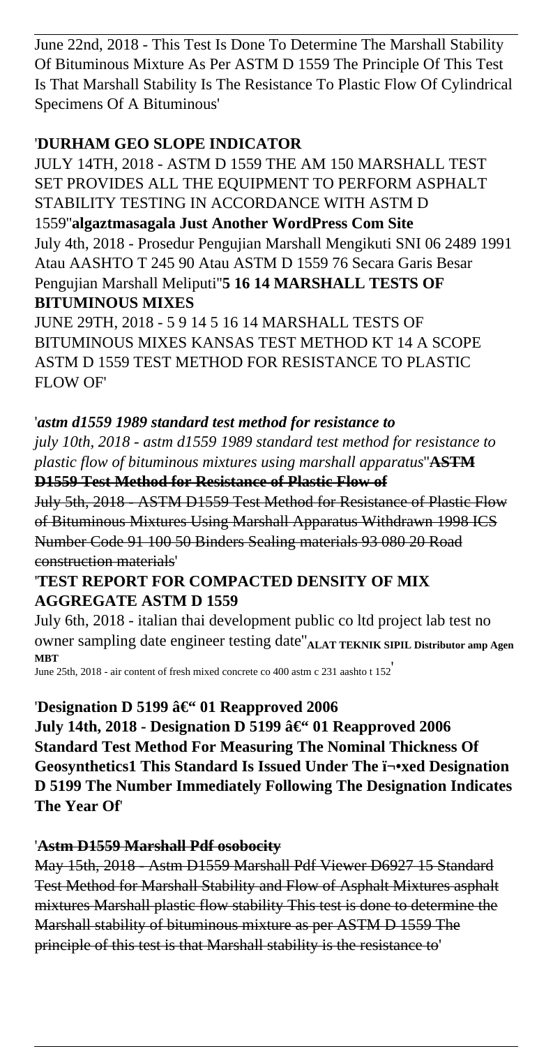June 22nd, 2018 - This Test Is Done To Determine The Marshall Stability Of Bituminous Mixture As Per ASTM D 1559 The Principle Of This Test Is That Marshall Stability Is The Resistance To Plastic Flow Of Cylindrical Specimens Of A Bituminous'

'**DURHAM GEO SLOPE INDICATOR**

JULY 14TH, 2018 - ASTM D 1559 THE AM 150 MARSHALL TEST SET PROVIDES ALL THE EQUIPMENT TO PERFORM ASPHALT STABILITY TESTING IN ACCORDANCE WITH ASTM D 1559''**algaztmasagala Just Another WordPress Com Site**

July 4th, 2018 - Prosedur Pengujian Marshall Mengikuti SNI 06 2489 1991 Atau AASHTO T 245 90 Atau ASTM D 1559 76 Secara Garis Besar Pengujian Marshall Meliputi''**5 16 14 MARSHALL TESTS OF BITUMINOUS MIXES**

JUNE 29TH, 2018 - 5 9 14 5 16 14 MARSHALL TESTS OF BITUMINOUS MIXES KANSAS TEST METHOD KT 14 A SCOPE ASTM D 1559 TEST METHOD FOR RESISTANCE TO PLASTIC FLOW OF'

'***astm d1559 1989 standard test method for resistance to***

*july 10th, 2018 - astm d1559 1989 standard test method for resistance to plastic flow of bituminous mixtures using marshall apparatus*''**ASTM D1559 Test Method for Resistance of Plastic Flow of**

July 5th, 2018 - ASTM D1559 Test Method for Resistance of Plastic Flow of Bituminous Mixtures Using Marshall Apparatus Withdrawn 1998 ICS Number Code 91 100 50 Binders Sealing materials 93 080 20 Road construction materials'

'**TEST REPORT FOR COMPACTED DENSITY OF MIX AGGREGATE ASTM D 1559**

July 6th, 2018 - italian thai development public co ltd project lab test no owner sampling date engineer testing date''**ALAT TEKNIK SIPIL Distributor amp Agen MBT**

June 25th, 2018 - air content of fresh mixed concrete co 400 astm c 231 aashto t 152'

'**Designation D 5199 â€" 01 Reapproved 2006**

**July 14th, 2018 - Designation D 5199 â€" 01 Reapproved 2006 Standard Test Method For Measuring The Nominal Thickness Of Geosynthetics1 This Standard Is Issued Under The ï¬•xed Designation D 5199 The Number Immediately Following The Designation Indicates The Year Of**'

'**Astm D1559 Marshall Pdf osobocity**

May 15th, 2018 - Astm D1559 Marshall Pdf Viewer D6927 15 Standard Test Method for Marshall Stability and Flow of Asphalt Mixtures asphalt mixtures Marshall plastic flow stability This test is done to determine the Marshall stability of bituminous mixture as per ASTM D 1559 The principle of this test is that Marshall stability is the resistance to'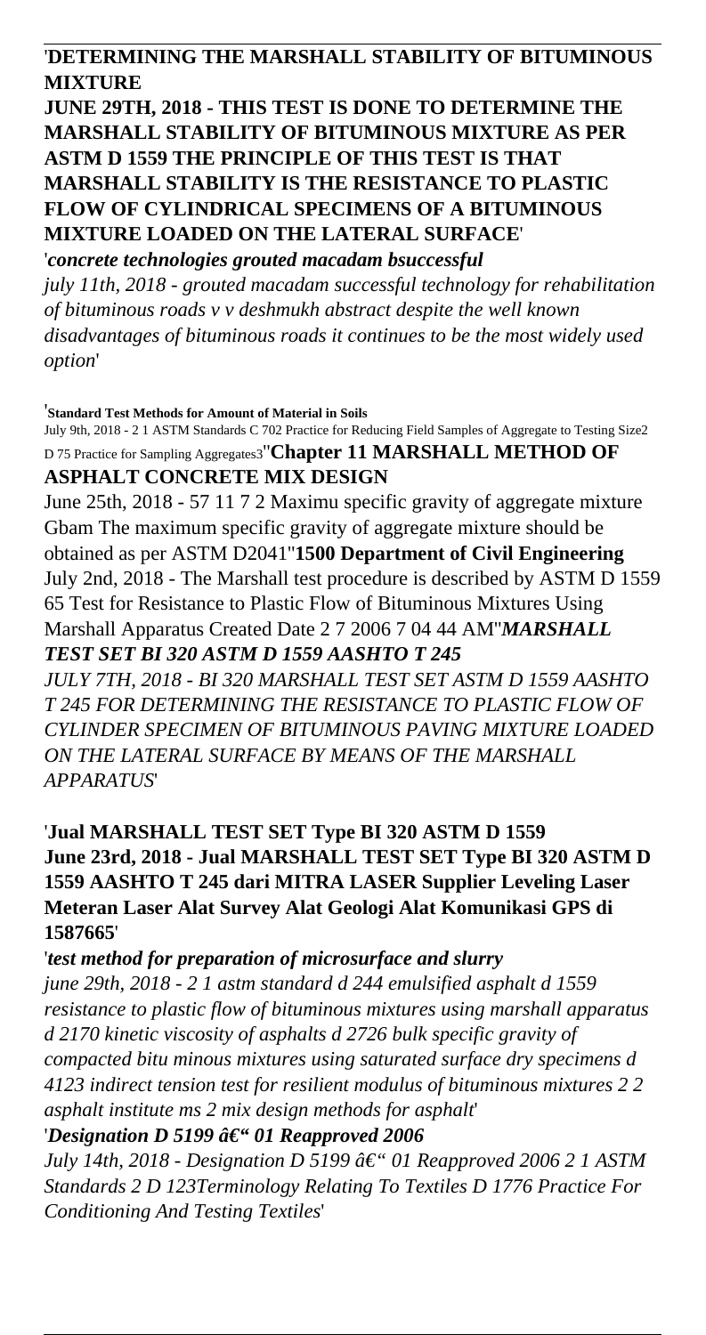'**DETERMINING THE MARSHALL STABILITY OF BITUMINOUS MIXTURE**
**JUNE 29TH, 2018 - THIS TEST IS DONE TO DETERMINE THE MARSHALL STABILITY OF BITUMINOUS MIXTURE AS PER ASTM D 1559 THE PRINCIPLE OF THIS TEST IS THAT MARSHALL STABILITY IS THE RESISTANCE TO PLASTIC FLOW OF CYLINDRICAL SPECIMENS OF A BITUMINOUS MIXTURE LOADED ON THE LATERAL SURFACE**'
'***concrete technologies grouted macadam bsuccessful***
*july 11th, 2018 - grouted macadam successful technology for rehabilitation of bituminous roads v v deshmukh abstract despite the well known disadvantages of bituminous roads it continues to be the most widely used option*'

'**Standard Test Methods for Amount of Material in Soils**
July 9th, 2018 - 2 1 ASTM Standards C 702 Practice for Reducing Field Samples of Aggregate to Testing Size2 D 75 Practice for Sampling Aggregates3''**Chapter 11 MARSHALL METHOD OF ASPHALT CONCRETE MIX DESIGN**
June 25th, 2018 - 57 11 7 2 Maximu specific gravity of aggregate mixture Gbam The maximum specific gravity of aggregate mixture should be obtained as per ASTM D2041''**1500 Department of Civil Engineering**
July 2nd, 2018 - The Marshall test procedure is described by ASTM D 1559 65 Test for Resistance to Plastic Flow of Bituminous Mixtures Using Marshall Apparatus Created Date 2 7 2006 7 04 44 AM''***MARSHALL TEST SET BI 320 ASTM D 1559 AASHTO T 245***
*JULY 7TH, 2018 - BI 320 MARSHALL TEST SET ASTM D 1559 AASHTO T 245 FOR DETERMINING THE RESISTANCE TO PLASTIC FLOW OF CYLINDER SPECIMEN OF BITUMINOUS PAVING MIXTURE LOADED ON THE LATERAL SURFACE BY MEANS OF THE MARSHALL APPARATUS*'

'**Jual MARSHALL TEST SET Type BI 320 ASTM D 1559**
**June 23rd, 2018 - Jual MARSHALL TEST SET Type BI 320 ASTM D 1559 AASHTO T 245 dari MITRA LASER Supplier Leveling Laser Meteran Laser Alat Survey Alat Geologi Alat Komunikasi GPS di 1587665**'

'***test method for preparation of microsurface and slurry***
*june 29th, 2018 - 2 1 astm standard d 244 emulsified asphalt d 1559 resistance to plastic flow of bituminous mixtures using marshall apparatus d 2170 kinetic viscosity of asphalts d 2726 bulk specific gravity of compacted bitu minous mixtures using saturated surface dry specimens d 4123 indirect tension test for resilient modulus of bituminous mixtures 2 2 asphalt institute ms 2 mix design methods for asphalt*'
'***Designation D 5199 â€" 01 Reapproved 2006***
*July 14th, 2018 - Designation D 5199 â€" 01 Reapproved 2006 2 1 ASTM Standards 2 D 123Terminology Relating To Textiles D 1776 Practice For Conditioning And Testing Textiles*'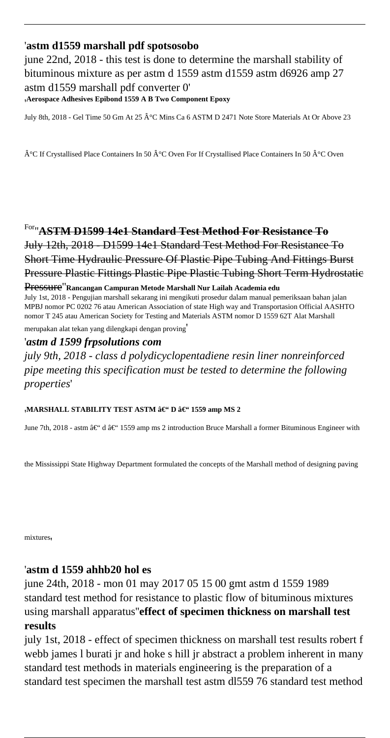'**astm d1559 marshall pdf spotsosobo**

june 22nd, 2018 - this test is done to determine the marshall stability of bituminous mixture as per astm d 1559 astm d1559 astm d6926 amp 27 astm d1559 marshall pdf converter 0'

'**Aerospace Adhesives Epibond 1559 A B Two Component Epoxy**

July 8th, 2018 - Gel Time 50 Gm At 25 Â°C Mins Ca 6 ASTM D 2471 Note Store Materials At Or Above 23 Â°C If Crystallised Place Containers In 50 Â°C Oven For If Crystallised Place Containers In 50 Â°C Oven For''**ASTM D1599 14e1 Standard Test Method For Resistance To**

July 12th, 2018 - D1599 14e1 Standard Test Method For Resistance To Short Time Hydraulic Pressure Of Plastic Pipe Tubing And Fittings Burst Pressure Plastic Fittings Plastic Pipe Plastic Tubing Short Term Hydrostatic Pressure''**Rancangan Campuran Metode Marshall Nur Lailah Academia edu**

July 1st, 2018 - Pengujian marshall sekarang ini mengikuti prosedur dalam manual pemeriksaan bahan jalan MPBJ nomor PC 0202 76 atau American Association of state High way and Transportasion Official AASHTO nomor T 245 atau American Society for Testing and Materials ASTM nomor D 1559 62T Alat Marshall merupakan alat tekan yang dilengkapi dengan proving'

'***astm d 1599 frpsolutions com***

*july 9th, 2018 - class d polydicyclopentadiene resin liner nonreinforced pipe meeting this specification must be tested to determine the following properties*'

'**MARSHALL STABILITY TEST ASTM â€“ D â€“ 1559 amp MS 2**

June 7th, 2018 - astm â€“ d â€“ 1559 amp ms 2 introduction Bruce Marshall a former Bituminous Engineer with the Mississippi State Highway Department formulated the concepts of the Marshall method of designing paving mixtures'

'**astm d 1559 ahhb20 hol es**

june 24th, 2018 - mon 01 may 2017 05 15 00 gmt astm d 1559 1989 standard test method for resistance to plastic flow of bituminous mixtures using marshall apparatus''**effect of specimen thickness on marshall test results**

july 1st, 2018 - effect of specimen thickness on marshall test results robert f webb james l burati jr and hoke s hill jr abstract a problem inherent in many standard test methods in materials engineering is the preparation of a standard test specimen the marshall test astm dl559 76 standard test method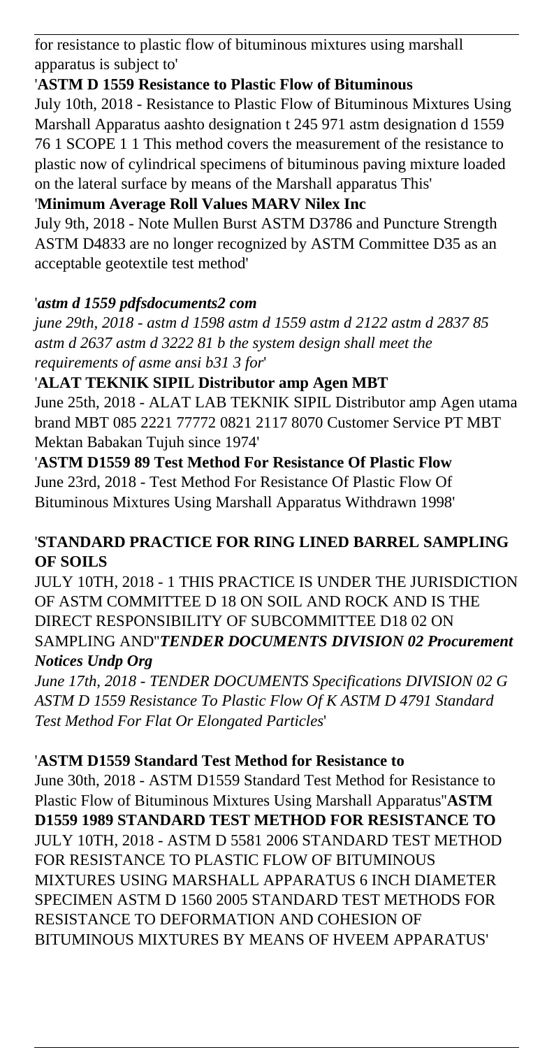for resistance to plastic flow of bituminous mixtures using marshall apparatus is subject to'

'**ASTM D 1559 Resistance to Plastic Flow of Bituminous**

July 10th, 2018 - Resistance to Plastic Flow of Bituminous Mixtures Using Marshall Apparatus aashto designation t 245 971 astm designation d 1559 76 1 SCOPE 1 1 This method covers the measurement of the resistance to plastic now of cylindrical specimens of bituminous paving mixture loaded on the lateral surface by means of the Marshall apparatus This'

'**Minimum Average Roll Values MARV Nilex Inc**

July 9th, 2018 - Note Mullen Burst ASTM D3786 and Puncture Strength ASTM D4833 are no longer recognized by ASTM Committee D35 as an acceptable geotextile test method'

'*astm d 1559 pdfsdocuments2 com*

*june 29th, 2018 - astm d 1598 astm d 1559 astm d 2122 astm d 2837 85 astm d 2637 astm d 3222 81 b the system design shall meet the requirements of asme ansi b31 3 for*'

'**ALAT TEKNIK SIPIL Distributor amp Agen MBT**

June 25th, 2018 - ALAT LAB TEKNIK SIPIL Distributor amp Agen utama brand MBT 085 2221 77772 0821 2117 8070 Customer Service PT MBT Mektan Babakan Tujuh since 1974'

'**ASTM D1559 89 Test Method For Resistance Of Plastic Flow**

June 23rd, 2018 - Test Method For Resistance Of Plastic Flow Of Bituminous Mixtures Using Marshall Apparatus Withdrawn 1998'

'**STANDARD PRACTICE FOR RING LINED BARREL SAMPLING OF SOILS**

JULY 10TH, 2018 - 1 THIS PRACTICE IS UNDER THE JURISDICTION OF ASTM COMMITTEE D 18 ON SOIL AND ROCK AND IS THE DIRECT RESPONSIBILITY OF SUBCOMMITTEE D18 02 ON SAMPLING AND''***TENDER DOCUMENTS DIVISION 02 Procurement Notices Undp Org***

*June 17th, 2018 - TENDER DOCUMENTS Specifications DIVISION 02 G ASTM D 1559 Resistance To Plastic Flow Of K ASTM D 4791 Standard Test Method For Flat Or Elongated Particles*'

'**ASTM D1559 Standard Test Method for Resistance to**

June 30th, 2018 - ASTM D1559 Standard Test Method for Resistance to Plastic Flow of Bituminous Mixtures Using Marshall Apparatus''**ASTM D1559 1989 STANDARD TEST METHOD FOR RESISTANCE TO**

JULY 10TH, 2018 - ASTM D 5581 2006 STANDARD TEST METHOD FOR RESISTANCE TO PLASTIC FLOW OF BITUMINOUS MIXTURES USING MARSHALL APPARATUS 6 INCH DIAMETER SPECIMEN ASTM D 1560 2005 STANDARD TEST METHODS FOR RESISTANCE TO DEFORMATION AND COHESION OF BITUMINOUS MIXTURES BY MEANS OF HVEEM APPARATUS'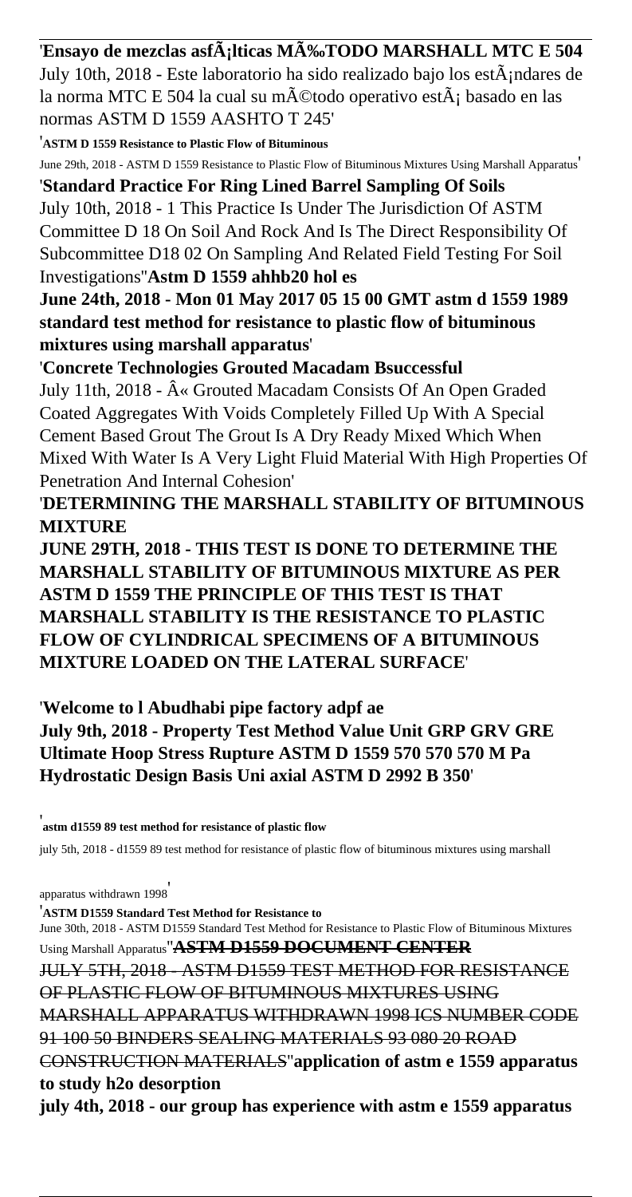'**Ensayo de mezclas asfÃ¡lticas MÃ‰TODO MARSHALL MTC E 504**
July 10th, 2018 - Este laboratorio ha sido realizado bajo los estÃ¡ndares de la norma MTC E 504 la cual su mÃ©todo operativo estÃ¡ basado en las normas ASTM D 1559 AASHTO T 245'

'**ASTM D 1559 Resistance to Plastic Flow of Bituminous**
June 29th, 2018 - ASTM D 1559 Resistance to Plastic Flow of Bituminous Mixtures Using Marshall Apparatus'

'**Standard Practice For Ring Lined Barrel Sampling Of Soils**
July 10th, 2018 - 1 This Practice Is Under The Jurisdiction Of ASTM Committee D 18 On Soil And Rock And Is The Direct Responsibility Of Subcommittee D18 02 On Sampling And Related Field Testing For Soil Investigations''**Astm D 1559 ahhb20 hol es**
**June 24th, 2018 - Mon 01 May 2017 05 15 00 GMT astm d 1559 1989 standard test method for resistance to plastic flow of bituminous mixtures using marshall apparatus**'

'**Concrete Technologies Grouted Macadam Bsuccessful**
July 11th, 2018 - Â« Grouted Macadam Consists Of An Open Graded Coated Aggregates With Voids Completely Filled Up With A Special Cement Based Grout The Grout Is A Dry Ready Mixed Which When Mixed With Water Is A Very Light Fluid Material With High Properties Of Penetration And Internal Cohesion'

'**DETERMINING THE MARSHALL STABILITY OF BITUMINOUS MIXTURE**
**JUNE 29TH, 2018 - THIS TEST IS DONE TO DETERMINE THE MARSHALL STABILITY OF BITUMINOUS MIXTURE AS PER ASTM D 1559 THE PRINCIPLE OF THIS TEST IS THAT MARSHALL STABILITY IS THE RESISTANCE TO PLASTIC FLOW OF CYLINDRICAL SPECIMENS OF A BITUMINOUS MIXTURE LOADED ON THE LATERAL SURFACE**'

'**Welcome to l Abudhabi pipe factory adpf ae**
**July 9th, 2018 - Property Test Method Value Unit GRP GRV GRE Ultimate Hoop Stress Rupture ASTM D 1559 570 570 570 M Pa Hydrostatic Design Basis Uni axial ASTM D 2992 B 350**'

'**astm d1559 89 test method for resistance of plastic flow**
july 5th, 2018 - d1559 89 test method for resistance of plastic flow of bituminous mixtures using marshall apparatus withdrawn 1998'

'**ASTM D1559 Standard Test Method for Resistance to**
June 30th, 2018 - ASTM D1559 Standard Test Method for Resistance to Plastic Flow of Bituminous Mixtures Using Marshall Apparatus''**ASTM D1559 DOCUMENT CENTER**
JULY 5TH, 2018 - ASTM D1559 TEST METHOD FOR RESISTANCE OF PLASTIC FLOW OF BITUMINOUS MIXTURES USING MARSHALL APPARATUS WITHDRAWN 1998 ICS NUMBER CODE 91 100 50 BINDERS SEALING MATERIALS 93 080 20 ROAD CONSTRUCTION MATERIALS''**application of astm e 1559 apparatus to study h2o desorption**
**july 4th, 2018 - our group has experience with astm e 1559 apparatus**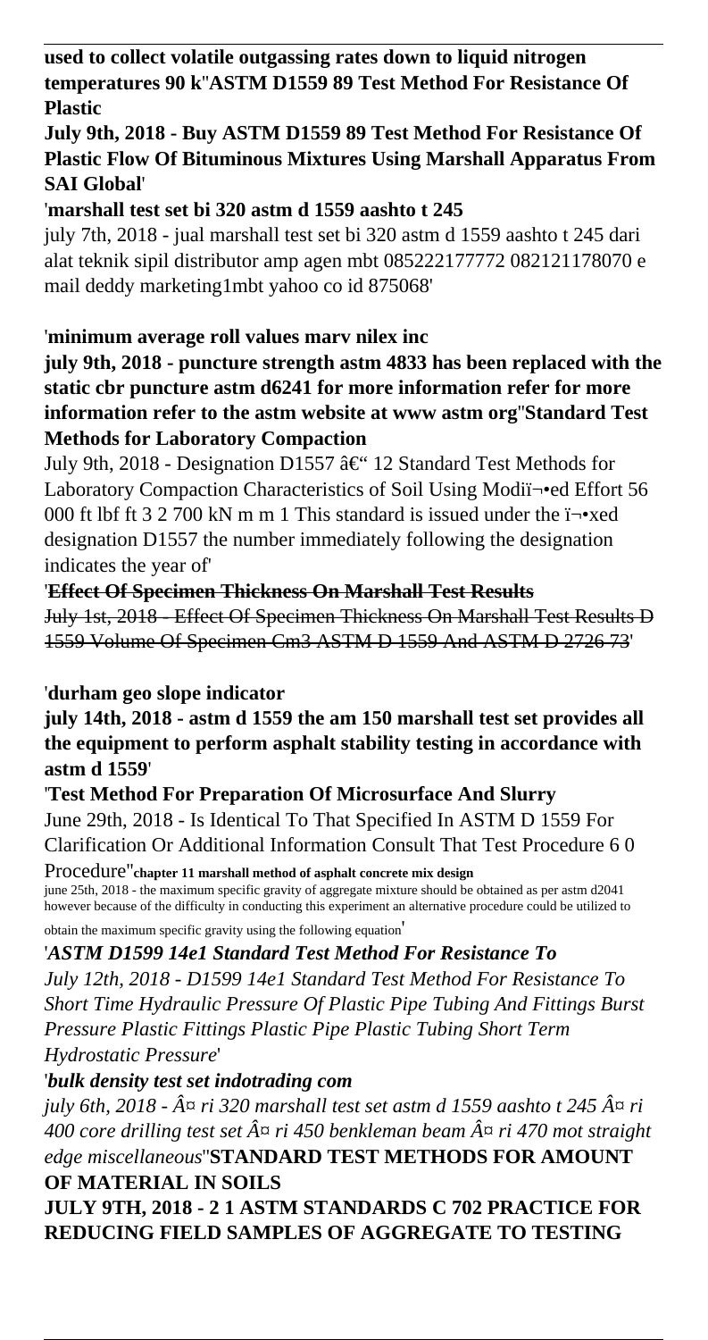**used to collect volatile outgassing rates down to liquid nitrogen temperatures 90 k**'**ASTM D1559 89 Test Method For Resistance Of Plastic**

**July 9th, 2018 - Buy ASTM D1559 89 Test Method For Resistance Of Plastic Flow Of Bituminous Mixtures Using Marshall Apparatus From SAI Global**'

'**marshall test set bi 320 astm d 1559 aashto t 245**

july 7th, 2018 - jual marshall test set bi 320 astm d 1559 aashto t 245 dari alat teknik sipil distributor amp agen mbt 085222177772 082121178070 e mail deddy marketing1mbt yahoo co id 875068'

'**minimum average roll values marv nilex inc**

**july 9th, 2018 - puncture strength astm 4833 has been replaced with the static cbr puncture astm d6241 for more information refer for more information refer to the astm website at www astm org**'**Standard Test Methods for Laboratory Compaction**

July 9th, 2018 - Designation D1557 â€" 12 Standard Test Methods for Laboratory Compaction Characteristics of Soil Using Modiï¬•ed Effort 56 000 ft lbf ft 3 2 700 kN m m 1 This standard is issued under the ï¬•xed designation D1557 the number immediately following the designation indicates the year of'

'~~**Effect Of Specimen Thickness On Marshall Test Results**~~

~~July 1st, 2018 - Effect Of Specimen Thickness On Marshall Test Results D 1559 Volume Of Specimen Cm3 ASTM D 1559 And ASTM D 2726 73~~'

'**durham geo slope indicator**

**july 14th, 2018 - astm d 1559 the am 150 marshall test set provides all the equipment to perform asphalt stability testing in accordance with astm d 1559**'

'**Test Method For Preparation Of Microsurface And Slurry**

June 29th, 2018 - Is Identical To That Specified In ASTM D 1559 For Clarification Or Additional Information Consult That Test Procedure 6 0 Procedure''**chapter 11 marshall method of asphalt concrete mix design**

june 25th, 2018 - the maximum specific gravity of aggregate mixture should be obtained as per astm d2041 however because of the difficulty in conducting this experiment an alternative procedure could be utilized to obtain the maximum specific gravity using the following equation'

'***ASTM D1599 14e1 Standard Test Method For Resistance To***

*July 12th, 2018 - D1599 14e1 Standard Test Method For Resistance To Short Time Hydraulic Pressure Of Plastic Pipe Tubing And Fittings Burst Pressure Plastic Fittings Plastic Pipe Plastic Tubing Short Term Hydrostatic Pressure*'

'***bulk density test set indotrading com***

*july 6th, 2018 - Â¤ ri 320 marshall test set astm d 1559 aashto t 245 Â¤ ri 400 core drilling test set Â¤ ri 450 benkleman beam Â¤ ri 470 mot straight edge miscellaneous*''**STANDARD TEST METHODS FOR AMOUNT OF MATERIAL IN SOILS**

**JULY 9TH, 2018 - 2 1 ASTM STANDARDS C 702 PRACTICE FOR REDUCING FIELD SAMPLES OF AGGREGATE TO TESTING**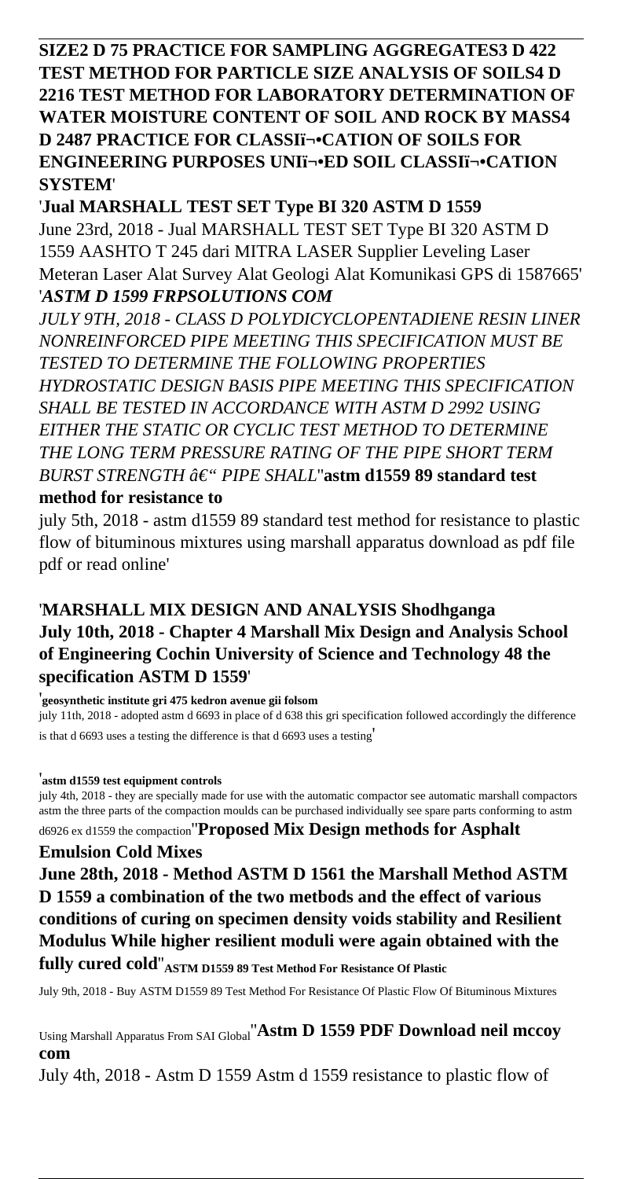**SIZE2 D 75 PRACTICE FOR SAMPLING AGGREGATES3 D 422 TEST METHOD FOR PARTICLE SIZE ANALYSIS OF SOILS4 D 2216 TEST METHOD FOR LABORATORY DETERMINATION OF WATER MOISTURE CONTENT OF SOIL AND ROCK BY MASS4 D 2487 PRACTICE FOR CLASSIï¬•CATION OF SOILS FOR ENGINEERING PURPOSES UNIï¬•ED SOIL CLASSIï¬•CATION SYSTEM**'

'**Jual MARSHALL TEST SET Type BI 320 ASTM D 1559**
June 23rd, 2018 - Jual MARSHALL TEST SET Type BI 320 ASTM D 1559 AASHTO T 245 dari MITRA LASER Supplier Leveling Laser Meteran Laser Alat Survey Alat Geologi Alat Komunikasi GPS di 1587665'
'***ASTM D 1599 FRPSOLUTIONS COM***
*JULY 9TH, 2018 - CLASS D POLYDICYCLOPENTADIENE RESIN LINER NONREINFORCED PIPE MEETING THIS SPECIFICATION MUST BE TESTED TO DETERMINE THE FOLLOWING PROPERTIES HYDROSTATIC DESIGN BASIS PIPE MEETING THIS SPECIFICATION SHALL BE TESTED IN ACCORDANCE WITH ASTM D 2992 USING EITHER THE STATIC OR CYCLIC TEST METHOD TO DETERMINE THE LONG TERM PRESSURE RATING OF THE PIPE SHORT TERM BURST STRENGTH â€" PIPE SHALL*''**astm d1559 89 standard test method for resistance to**
july 5th, 2018 - astm d1559 89 standard test method for resistance to plastic flow of bituminous mixtures using marshall apparatus download as pdf file pdf or read online'

'**MARSHALL MIX DESIGN AND ANALYSIS Shodhganga**
**July 10th, 2018 - Chapter 4 Marshall Mix Design and Analysis School of Engineering Cochin University of Science and Technology 48 the specification ASTM D 1559**'

'**geosynthetic institute gri 475 kedron avenue gii folsom**
july 11th, 2018 - adopted astm d 6693 in place of d 638 this gri specification followed accordingly the difference is that d 6693 uses a testing the difference is that d 6693 uses a testing'

'**astm d1559 test equipment controls**
july 4th, 2018 - they are specially made for use with the automatic compactor see automatic marshall compactors astm the three parts of the compaction moulds can be purchased individually see spare parts conforming to astm d6926 ex d1559 the compaction''**Proposed Mix Design methods for Asphalt Emulsion Cold Mixes**
**June 28th, 2018 - Method ASTM D 1561 the Marshall Method ASTM D 1559 a combination of the two metbods and the effect of various conditions of curing on specimen density voids stability and Resilient Modulus While higher resilient moduli were again obtained with the fully cured cold**''**ASTM D1559 89 Test Method For Resistance Of Plastic**
July 9th, 2018 - Buy ASTM D1559 89 Test Method For Resistance Of Plastic Flow Of Bituminous Mixtures Using Marshall Apparatus From SAI Global''**Astm D 1559 PDF Download neil mccoy com**
July 4th, 2018 - Astm D 1559 Astm d 1559 resistance to plastic flow of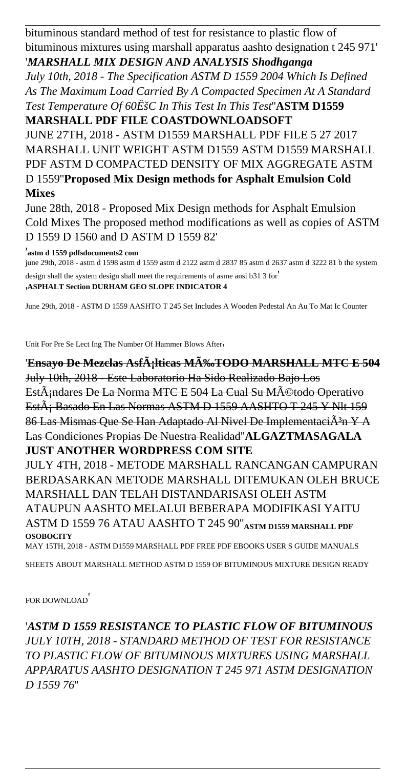bituminous standard method of test for resistance to plastic flow of bituminous mixtures using marshall apparatus aashto designation t 245 971'

'*MARSHALL MIX DESIGN AND ANALYSIS Shodhganga*

*July 10th, 2018 - The Specification ASTM D 1559 2004 Which Is Defined As The Maximum Load Carried By A Compacted Specimen At A Standard Test Temperature Of 60ËšC In This Test In This Test*''**ASTM D1559 MARSHALL PDF FILE COASTDOWNLOADSOFT**

JUNE 27TH, 2018 - ASTM D1559 MARSHALL PDF FILE 5 27 2017 MARSHALL UNIT WEIGHT ASTM D1559 ASTM D1559 MARSHALL PDF ASTM D COMPACTED DENSITY OF MIX AGGREGATE ASTM D 1559''**Proposed Mix Design methods for Asphalt Emulsion Cold Mixes**

June 28th, 2018 - Proposed Mix Design methods for Asphalt Emulsion Cold Mixes The proposed method modifications as well as copies of ASTM D 1559 D 1560 and D ASTM D 1559 82'

'**astm d 1559 pdfsdocuments2 com**

june 29th, 2018 - astm d 1598 astm d 1559 astm d 2122 astm d 2837 85 astm d 2637 astm d 3222 81 b the system design shall the system design shall meet the requirements of asme ansi b31 3 for'

'**ASPHALT Section DURHAM GEO SLOPE INDICATOR 4**

June 29th, 2018 - ASTM D 1559 AASHTO T 245 Set Includes A Wooden Pedestal An Au To Mat Ic Counter Unit For Pre Se Lect Ing The Number Of Hammer Blows After'

'~~**Ensayo De Mezclas AsfÃ¡lticas MÃ‰TODO MARSHALL MTC E 504**~~

~~July 10th, 2018 - Este Laboratorio Ha Sido Realizado Bajo Los EstÃ¡ndares De La Norma MTC E 504 La Cual Su MÃ©todo Operativo EstÃ¡ Basado En Las Normas ASTM D 1559 AASHTO T 245 Y Nlt 159 86 Las Mismas Que Se Han Adaptado Al Nivel De ImplementaciÃ³n Y A Las Condiciones Propias De Nuestra Realidad~~''**ALGAZTMASAGALA JUST ANOTHER WORDPRESS COM SITE**

JULY 4TH, 2018 - METODE MARSHALL RANCANGAN CAMPURAN BERDASARKAN METODE MARSHALL DITEMUKAN OLEH BRUCE MARSHALL DAN TELAH DISTANDARISASI OLEH ASTM ATAUPUN AASHTO MELALUI BEBERAPA MODIFIKASI YAITU ASTM D 1559 76 ATAU AASHTO T 245 90''**ASTM D1559 MARSHALL PDF OSOBOCITY**

MAY 15TH, 2018 - ASTM D1559 MARSHALL PDF FREE PDF EBOOKS USER S GUIDE MANUALS SHEETS ABOUT MARSHALL METHOD ASTM D 1559 OF BITUMINOUS MIXTURE DESIGN READY FOR DOWNLOAD'

'*ASTM D 1559 RESISTANCE TO PLASTIC FLOW OF BITUMINOUS*

*JULY 10TH, 2018 - STANDARD METHOD OF TEST FOR RESISTANCE TO PLASTIC FLOW OF BITUMINOUS MIXTURES USING MARSHALL APPARATUS AASHTO DESIGNATION T 245 971 ASTM DESIGNATION D 1559 76*''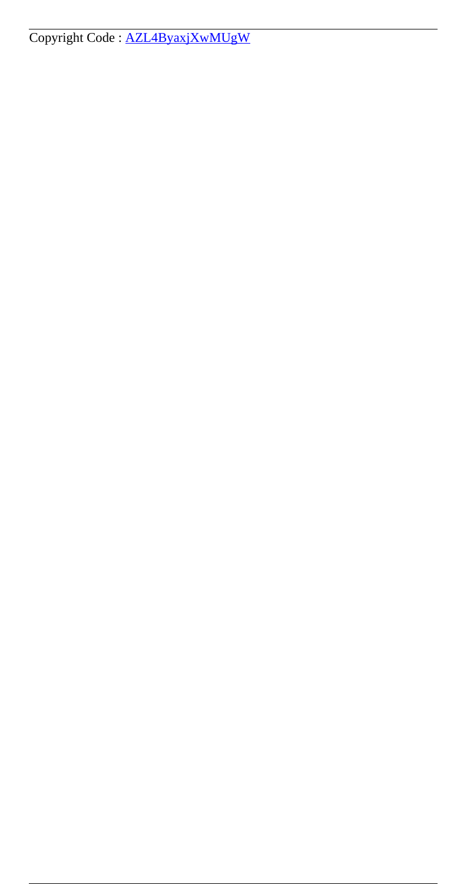Copyright Code : [AZL4ByaxjXwMUgW]